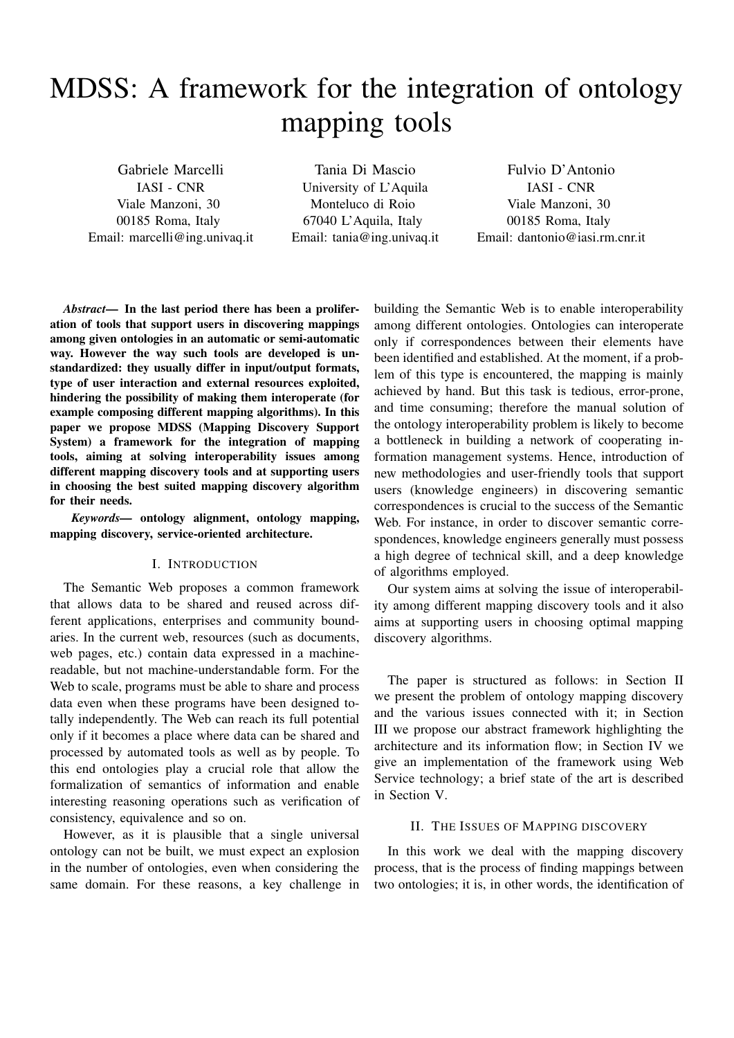# MDSS: A framework for the integration of ontology mapping tools

Gabriele Marcelli
IASI - CNR
Viale Manzoni, 30
00185 Roma, Italy
Email: marcelli@ing.univaq.it

Tania Di Mascio
University of L'Aquila
Monteluco di Roio
67040 L'Aquila, Italy
Email: tania@ing.univaq.it

Fulvio D'Antonio
IASI - CNR
Viale Manzoni, 30
00185 Roma, Italy
Email: dantonio@iasi.rm.cnr.it

***Abstract*— In the last period there has been a proliferation of tools that support users in discovering mappings among given ontologies in an automatic or semi-automatic way. However the way such tools are developed is unstandardized: they usually differ in input/output formats, type of user interaction and external resources exploited, hindering the possibility of making them interoperate (for example composing different mapping algorithms). In this paper we propose MDSS (Mapping Discovery Support System) a framework for the integration of mapping tools, aiming at solving interoperability issues among different mapping discovery tools and at supporting users in choosing the best suited mapping discovery algorithm for their needs.**

***Keywords*— ontology alignment, ontology mapping, mapping discovery, service-oriented architecture.**

## I. Introduction

The Semantic Web proposes a common framework that allows data to be shared and reused across different applications, enterprises and community boundaries. In the current web, resources (such as documents, web pages, etc.) contain data expressed in a machine-readable, but not machine-understandable form. For the Web to scale, programs must be able to share and process data even when these programs have been designed totally independently. The Web can reach its full potential only if it becomes a place where data can be shared and processed by automated tools as well as by people. To this end ontologies play a crucial role that allow the formalization of semantics of information and enable interesting reasoning operations such as verification of consistency, equivalence and so on.

However, as it is plausible that a single universal ontology can not be built, we must expect an explosion in the number of ontologies, even when considering the same domain. For these reasons, a key challenge in building the Semantic Web is to enable interoperability among different ontologies. Ontologies can interoperate only if correspondences between their elements have been identified and established. At the moment, if a problem of this type is encountered, the mapping is mainly achieved by hand. But this task is tedious, error-prone, and time consuming; therefore the manual solution of the ontology interoperability problem is likely to become a bottleneck in building a network of cooperating information management systems. Hence, introduction of new methodologies and user-friendly tools that support users (knowledge engineers) in discovering semantic correspondences is crucial to the success of the Semantic Web. For instance, in order to discover semantic correspondences, knowledge engineers generally must possess a high degree of technical skill, and a deep knowledge of algorithms employed.

Our system aims at solving the issue of interoperability among different mapping discovery tools and it also aims at supporting users in choosing optimal mapping discovery algorithms.

The paper is structured as follows: in Section II we present the problem of ontology mapping discovery and the various issues connected with it; in Section III we propose our abstract framework highlighting the architecture and its information flow; in Section IV we give an implementation of the framework using Web Service technology; a brief state of the art is described in Section V.

## II. The Issues of Mapping discovery

In this work we deal with the mapping discovery process, that is the process of finding mappings between two ontologies; it is, in other words, the identification of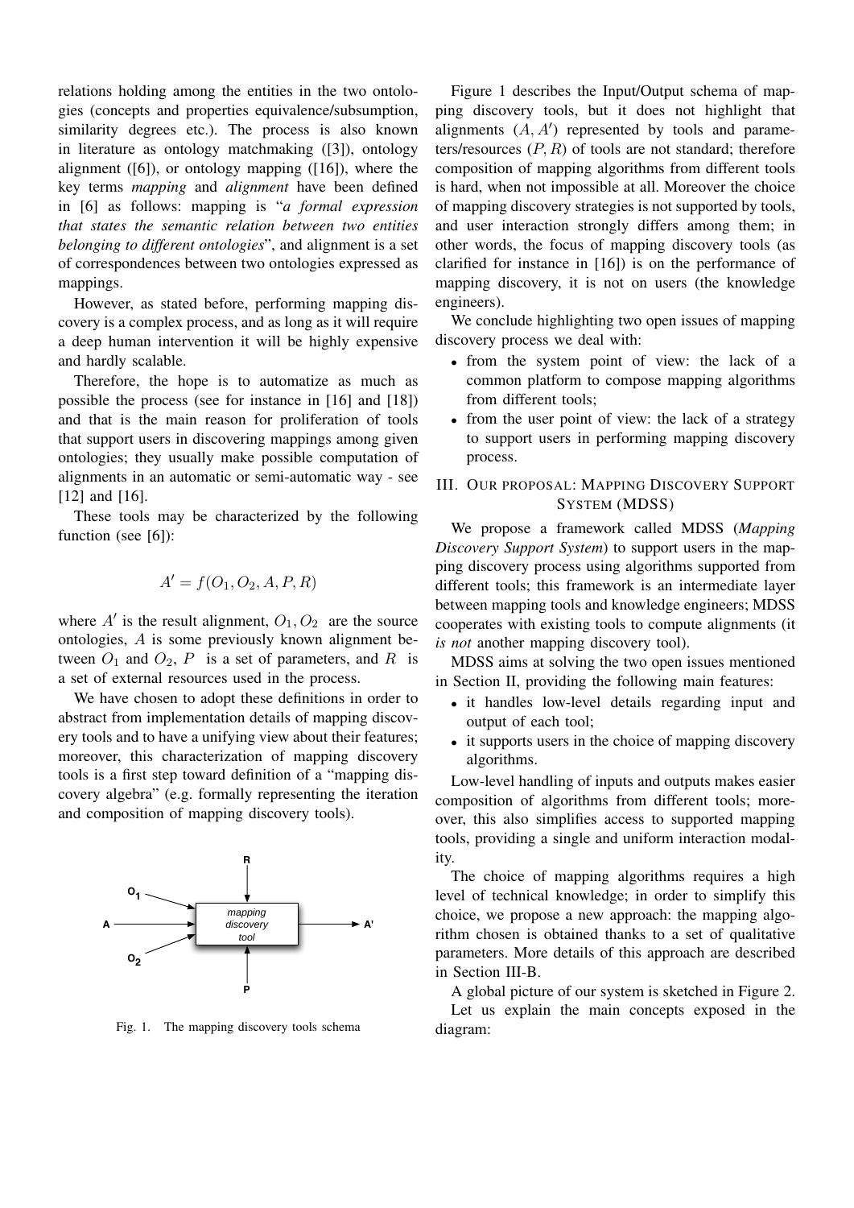relations holding among the entities in the two ontologies (concepts and properties equivalence/subsumption, similarity degrees etc.). The process is also known in literature as ontology matchmaking ([3]), ontology alignment ([6]), or ontology mapping ([16]), where the key terms *mapping* and *alignment* have been defined in [6] as follows: mapping is "*a formal expression that states the semantic relation between two entities belonging to different ontologies*", and alignment is a set of correspondences between two ontologies expressed as mappings.

However, as stated before, performing mapping discovery is a complex process, and as long as it will require a deep human intervention it will be highly expensive and hardly scalable.

Therefore, the hope is to automatize as much as possible the process (see for instance in [16] and [18]) and that is the main reason for proliferation of tools that support users in discovering mappings among given ontologies; they usually make possible computation of alignments in an automatic or semi-automatic way - see [12] and [16].

These tools may be characterized by the following function (see [6]):

$$A' = f(O_1, O_2, A, P, R)$$

where $A'$ is the result alignment, $O_1, O_2$ are the source ontologies, $A$ is some previously known alignment between $O_1$ and $O_2$, $P$ is a set of parameters, and $R$ is a set of external resources used in the process.

We have chosen to adopt these definitions in order to abstract from implementation details of mapping discovery tools and to have a unifying view about their features; moreover, this characterization of mapping discovery tools is a first step toward definition of a "mapping discovery algebra" (e.g. formally representing the iteration and composition of mapping discovery tools).

Fig. 1. The mapping discovery tools schema

Figure 1 describes the Input/Output schema of mapping discovery tools, but it does not highlight that alignments $(A, A')$ represented by tools and parameters/resources $(P, R)$ of tools are not standard; therefore composition of mapping algorithms from different tools is hard, when not impossible at all. Moreover the choice of mapping discovery strategies is not supported by tools, and user interaction strongly differs among them; in other words, the focus of mapping discovery tools (as clarified for instance in [16]) is on the performance of mapping discovery, it is not on users (the knowledge engineers).

We conclude highlighting two open issues of mapping discovery process we deal with:

- from the system point of view: the lack of a common platform to compose mapping algorithms from different tools;
- from the user point of view: the lack of a strategy to support users in performing mapping discovery process.

## III. Our proposal: Mapping Discovery Support System (MDSS)

We propose a framework called MDSS (*Mapping Discovery Support System*) to support users in the mapping discovery process using algorithms supported from different tools; this framework is an intermediate layer between mapping tools and knowledge engineers; MDSS cooperates with existing tools to compute alignments (it *is not* another mapping discovery tool).

MDSS aims at solving the two open issues mentioned in Section II, providing the following main features:

- it handles low-level details regarding input and output of each tool;
- it supports users in the choice of mapping discovery algorithms.

Low-level handling of inputs and outputs makes easier composition of algorithms from different tools; moreover, this also simplifies access to supported mapping tools, providing a single and uniform interaction modality.

The choice of mapping algorithms requires a high level of technical knowledge; in order to simplify this choice, we propose a new approach: the mapping algorithm chosen is obtained thanks to a set of qualitative parameters. More details of this approach are described in Section III-B.

A global picture of our system is sketched in Figure 2.

Let us explain the main concepts exposed in the diagram: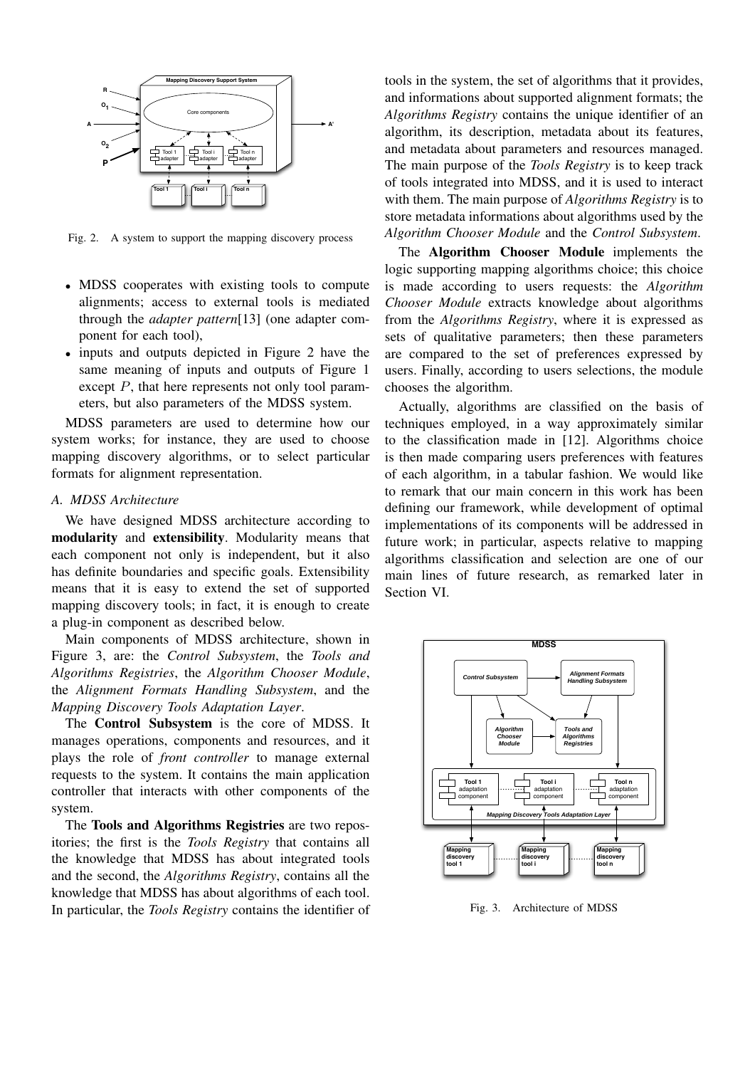Fig. 2. A system to support the mapping discovery process

- MDSS cooperates with existing tools to compute alignments; access to external tools is mediated through the *adapter pattern*[13] (one adapter component for each tool),
- inputs and outputs depicted in Figure 2 have the same meaning of inputs and outputs of Figure 1 except $P$, that here represents not only tool parameters, but also parameters of the MDSS system.

MDSS parameters are used to determine how our system works; for instance, they are used to choose mapping discovery algorithms, or to select particular formats for alignment representation.

### A. MDSS Architecture

We have designed MDSS architecture according to **modularity** and **extensibility**. Modularity means that each component not only is independent, but it also has definite boundaries and specific goals. Extensibility means that it is easy to extend the set of supported mapping discovery tools; in fact, it is enough to create a plug-in component as described below.

Main components of MDSS architecture, shown in Figure 3, are: the *Control Subsystem*, the *Tools and Algorithms Registries*, the *Algorithm Chooser Module*, the *Alignment Formats Handling Subsystem*, and the *Mapping Discovery Tools Adaptation Layer*.

The **Control Subsystem** is the core of MDSS. It manages operations, components and resources, and it plays the role of *front controller* to manage external requests to the system. It contains the main application controller that interacts with other components of the system.

The **Tools and Algorithms Registries** are two repositories; the first is the *Tools Registry* that contains all the knowledge that MDSS has about integrated tools and the second, the *Algorithms Registry*, contains all the knowledge that MDSS has about algorithms of each tool. In particular, the *Tools Registry* contains the identifier of tools in the system, the set of algorithms that it provides, and informations about supported alignment formats; the *Algorithms Registry* contains the unique identifier of an algorithm, its description, metadata about its features, and metadata about parameters and resources managed. The main purpose of the *Tools Registry* is to keep track of tools integrated into MDSS, and it is used to interact with them. The main purpose of *Algorithms Registry* is to store metadata informations about algorithms used by the *Algorithm Chooser Module* and the *Control Subsystem*.

The **Algorithm Chooser Module** implements the logic supporting mapping algorithms choice; this choice is made according to users requests: the *Algorithm Chooser Module* extracts knowledge about algorithms from the *Algorithms Registry*, where it is expressed as sets of qualitative parameters; then these parameters are compared to the set of preferences expressed by users. Finally, according to users selections, the module chooses the algorithm.

Actually, algorithms are classified on the basis of techniques employed, in a way approximately similar to the classification made in [12]. Algorithms choice is then made comparing users preferences with features of each algorithm, in a tabular fashion. We would like to remark that our main concern in this work has been defining our framework, while development of optimal implementations of its components will be addressed in future work; in particular, aspects relative to mapping algorithms classification and selection are one of our main lines of future research, as remarked later in Section VI.

Fig. 3. Architecture of MDSS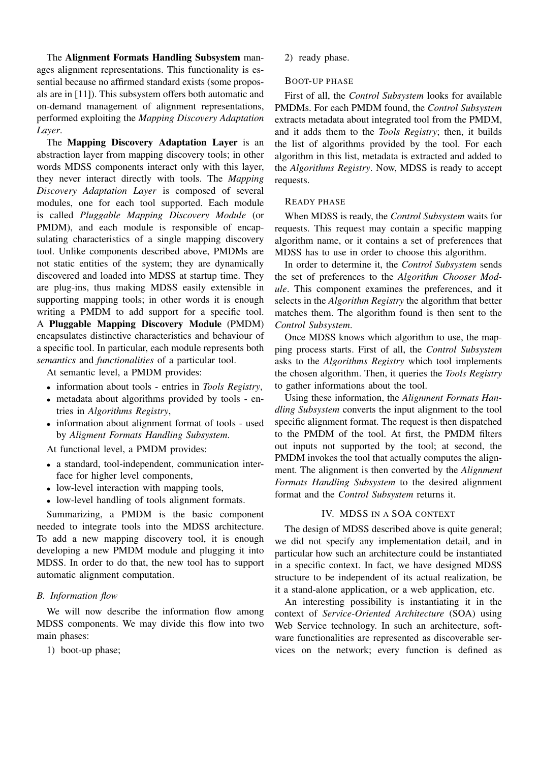The **Alignment Formats Handling Subsystem** manages alignment representations. This functionality is essential because no affirmed standard exists (some proposals are in [11]). This subsystem offers both automatic and on-demand management of alignment representations, performed exploiting the *Mapping Discovery Adaptation Layer*.

The **Mapping Discovery Adaptation Layer** is an abstraction layer from mapping discovery tools; in other words MDSS components interact only with this layer, they never interact directly with tools. The *Mapping Discovery Adaptation Layer* is composed of several modules, one for each tool supported. Each module is called *Pluggable Mapping Discovery Module* (or PMDM), and each module is responsible of encapsulating characteristics of a single mapping discovery tool. Unlike components described above, PMDMs are not static entities of the system; they are dynamically discovered and loaded into MDSS at startup time. They are plug-ins, thus making MDSS easily extensible in supporting mapping tools; in other words it is enough writing a PMDM to add support for a specific tool. A **Pluggable Mapping Discovery Module** (PMDM) encapsulates distinctive characteristics and behaviour of a specific tool. In particular, each module represents both *semantics* and *functionalities* of a particular tool.

At semantic level, a PMDM provides:

- information about tools - entries in *Tools Registry*,
- metadata about algorithms provided by tools - entries in *Algorithms Registry*,
- information about alignment format of tools - used by *Aligment Formats Handling Subsystem*.

At functional level, a PMDM provides:

- a standard, tool-independent, communication interface for higher level components,
- low-level interaction with mapping tools,
- low-level handling of tools alignment formats.

Summarizing, a PMDM is the basic component needed to integrate tools into the MDSS architecture. To add a new mapping discovery tool, it is enough developing a new PMDM module and plugging it into MDSS. In order to do that, the new tool has to support automatic alignment computation.

### B. Information flow

We will now describe the information flow among MDSS components. We may divide this flow into two main phases:

1) boot-up phase;
2) ready phase.

#### Boot-up phase

First of all, the *Control Subsystem* looks for available PMDMs. For each PMDM found, the *Control Subsystem* extracts metadata about integrated tool from the PMDM, and it adds them to the *Tools Registry*; then, it builds the list of algorithms provided by the tool. For each algorithm in this list, metadata is extracted and added to the *Algorithms Registry*. Now, MDSS is ready to accept requests.

#### Ready phase

When MDSS is ready, the *Control Subsystem* waits for requests. This request may contain a specific mapping algorithm name, or it contains a set of preferences that MDSS has to use in order to choose this algorithm.

In order to determine it, the *Control Subsystem* sends the set of preferences to the *Algorithm Chooser Module*. This component examines the preferences, and it selects in the *Algorithm Registry* the algorithm that better matches them. The algorithm found is then sent to the *Control Subsystem*.

Once MDSS knows which algorithm to use, the mapping process starts. First of all, the *Control Subsystem* asks to the *Algorithms Registry* which tool implements the chosen algorithm. Then, it queries the *Tools Registry* to gather informations about the tool.

Using these information, the *Alignment Formats Handling Subsystem* converts the input alignment to the tool specific alignment format. The request is then dispatched to the PMDM of the tool. At first, the PMDM filters out inputs not supported by the tool; at second, the PMDM invokes the tool that actually computes the alignment. The alignment is then converted by the *Alignment Formats Handling Subsystem* to the desired alignment format and the *Control Subsystem* returns it.

## IV. MDSS in a SOA context

The design of MDSS described above is quite general; we did not specify any implementation detail, and in particular how such an architecture could be instantiated in a specific context. In fact, we have designed MDSS structure to be independent of its actual realization, be it a stand-alone application, or a web application, etc.

An interesting possibility is instantiating it in the context of *Service-Oriented Architecture* (SOA) using Web Service technology. In such an architecture, software functionalities are represented as discoverable services on the network; every function is defined as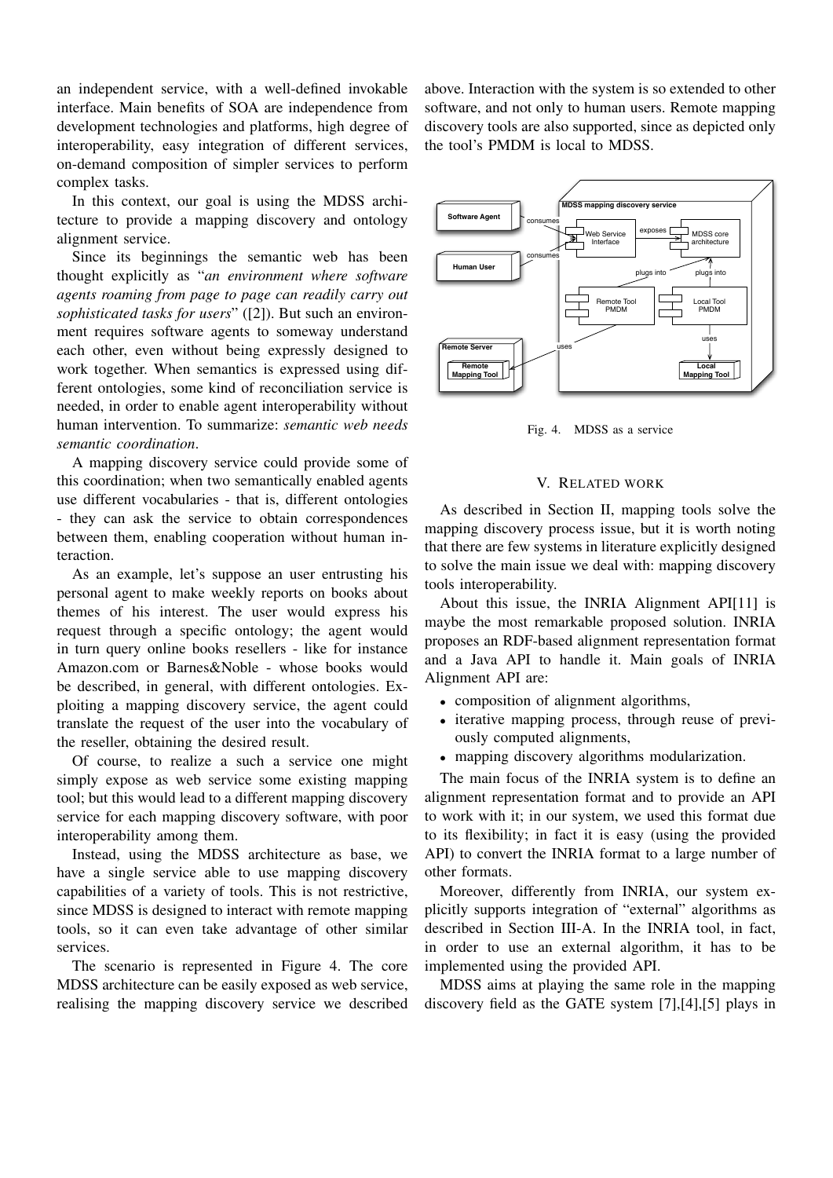an independent service, with a well-defined invokable interface. Main benefits of SOA are independence from development technologies and platforms, high degree of interoperability, easy integration of different services, on-demand composition of simpler services to perform complex tasks.

In this context, our goal is using the MDSS architecture to provide a mapping discovery and ontology alignment service.

Since its beginnings the semantic web has been thought explicitly as "*an environment where software agents roaming from page to page can readily carry out sophisticated tasks for users*" ([2]). But such an environment requires software agents to someway understand each other, even without being expressly designed to work together. When semantics is expressed using different ontologies, some kind of reconciliation service is needed, in order to enable agent interoperability without human intervention. To summarize: *semantic web needs semantic coordination*.

A mapping discovery service could provide some of this coordination; when two semantically enabled agents use different vocabularies - that is, different ontologies - they can ask the service to obtain correspondences between them, enabling cooperation without human interaction.

As an example, let's suppose an user entrusting his personal agent to make weekly reports on books about themes of his interest. The user would express his request through a specific ontology; the agent would in turn query online books resellers - like for instance Amazon.com or Barnes&Noble - whose books would be described, in general, with different ontologies. Exploiting a mapping discovery service, the agent could translate the request of the user into the vocabulary of the reseller, obtaining the desired result.

Of course, to realize a such a service one might simply expose as web service some existing mapping tool; but this would lead to a different mapping discovery service for each mapping discovery software, with poor interoperability among them.

Instead, using the MDSS architecture as base, we have a single service able to use mapping discovery capabilities of a variety of tools. This is not restrictive, since MDSS is designed to interact with remote mapping tools, so it can even take advantage of other similar services.

The scenario is represented in Figure 4. The core MDSS architecture can be easily exposed as web service, realising the mapping discovery service we described above. Interaction with the system is so extended to other software, and not only to human users. Remote mapping discovery tools are also supported, since as depicted only the tool's PMDM is local to MDSS.

Fig. 4. MDSS as a service

## V. Related work

As described in Section II, mapping tools solve the mapping discovery process issue, but it is worth noting that there are few systems in literature explicitly designed to solve the main issue we deal with: mapping discovery tools interoperability.

About this issue, the INRIA Alignment API[11] is maybe the most remarkable proposed solution. INRIA proposes an RDF-based alignment representation format and a Java API to handle it. Main goals of INRIA Alignment API are:

- composition of alignment algorithms,
- iterative mapping process, through reuse of previously computed alignments,
- mapping discovery algorithms modularization.

The main focus of the INRIA system is to define an alignment representation format and to provide an API to work with it; in our system, we used this format due to its flexibility; in fact it is easy (using the provided API) to convert the INRIA format to a large number of other formats.

Moreover, differently from INRIA, our system explicitly supports integration of "external" algorithms as described in Section III-A. In the INRIA tool, in fact, in order to use an external algorithm, it has to be implemented using the provided API.

MDSS aims at playing the same role in the mapping discovery field as the GATE system [7],[4],[5] plays in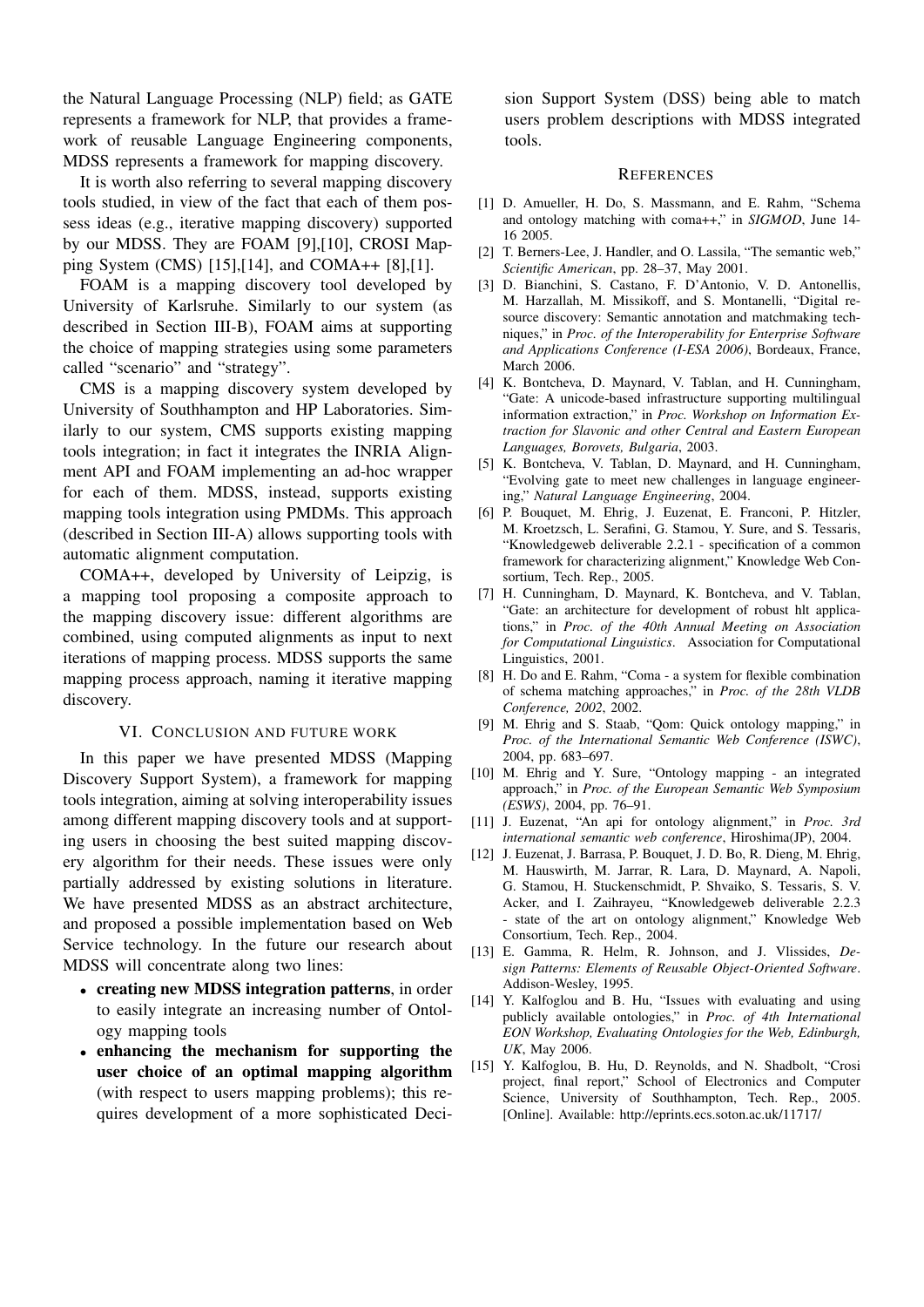the Natural Language Processing (NLP) field; as GATE represents a framework for NLP, that provides a framework of reusable Language Engineering components, MDSS represents a framework for mapping discovery.

It is worth also referring to several mapping discovery tools studied, in view of the fact that each of them possess ideas (e.g., iterative mapping discovery) supported by our MDSS. They are FOAM [9],[10], CROSI Mapping System (CMS) [15],[14], and COMA++ [8],[1].

FOAM is a mapping discovery tool developed by University of Karlsruhe. Similarly to our system (as described in Section III-B), FOAM aims at supporting the choice of mapping strategies using some parameters called "scenario" and "strategy".

CMS is a mapping discovery system developed by University of Southhampton and HP Laboratories. Similarly to our system, CMS supports existing mapping tools integration; in fact it integrates the INRIA Alignment API and FOAM implementing an ad-hoc wrapper for each of them. MDSS, instead, supports existing mapping tools integration using PMDMs. This approach (described in Section III-A) allows supporting tools with automatic alignment computation.

COMA++, developed by University of Leipzig, is a mapping tool proposing a composite approach to the mapping discovery issue: different algorithms are combined, using computed alignments as input to next iterations of mapping process. MDSS supports the same mapping process approach, naming it iterative mapping discovery.

## VI. Conclusion and future work

In this paper we have presented MDSS (Mapping Discovery Support System), a framework for mapping tools integration, aiming at solving interoperability issues among different mapping discovery tools and at supporting users in choosing the best suited mapping discovery algorithm for their needs. These issues were only partially addressed by existing solutions in literature. We have presented MDSS as an abstract architecture, and proposed a possible implementation based on Web Service technology. In the future our research about MDSS will concentrate along two lines:

- **creating new MDSS integration patterns**, in order to easily integrate an increasing number of Ontology mapping tools
- **enhancing the mechanism for supporting the user choice of an optimal mapping algorithm** (with respect to users mapping problems); this requires development of a more sophisticated Decision Support System (DSS) being able to match users problem descriptions with MDSS integrated tools.

## References

[1] D. Amueller, H. Do, S. Massmann, and E. Rahm, "Schema and ontology matching with coma++," in *SIGMOD*, June 14-16 2005.

[2] T. Berners-Lee, J. Handler, and O. Lassila, "The semantic web," *Scientific American*, pp. 28–37, May 2001.

[3] D. Bianchini, S. Castano, F. D'Antonio, V. D. Antonellis, M. Harzallah, M. Missikoff, and S. Montanelli, "Digital resource discovery: Semantic annotation and matchmaking techniques," in *Proc. of the Interoperability for Enterprise Software and Applications Conference (I-ESA 2006)*, Bordeaux, France, March 2006.

[4] K. Bontcheva, D. Maynard, V. Tablan, and H. Cunningham, "Gate: A unicode-based infrastructure supporting multilingual information extraction," in *Proc. Workshop on Information Extraction for Slavonic and other Central and Eastern European Languages, Borovets, Bulgaria*, 2003.

[5] K. Bontcheva, V. Tablan, D. Maynard, and H. Cunningham, "Evolving gate to meet new challenges in language engineering," *Natural Language Engineering*, 2004.

[6] P. Bouquet, M. Ehrig, J. Euzenat, E. Franconi, P. Hitzler, M. Kroetzsch, L. Serafini, G. Stamou, Y. Sure, and S. Tessaris, "Knowledgeweb deliverable 2.2.1 - specification of a common framework for characterizing alignment," Knowledge Web Consortium, Tech. Rep., 2005.

[7] H. Cunningham, D. Maynard, K. Bontcheva, and V. Tablan, "Gate: an architecture for development of robust hlt applications," in *Proc. of the 40th Annual Meeting on Association for Computational Linguistics*. Association for Computational Linguistics, 2001.

[8] H. Do and E. Rahm, "Coma - a system for flexible combination of schema matching approaches," in *Proc. of the 28th VLDB Conference, 2002*, 2002.

[9] M. Ehrig and S. Staab, "Qom: Quick ontology mapping," in *Proc. of the International Semantic Web Conference (ISWC)*, 2004, pp. 683–697.

[10] M. Ehrig and Y. Sure, "Ontology mapping - an integrated approach," in *Proc. of the European Semantic Web Symposium (ESWS)*, 2004, pp. 76–91.

[11] J. Euzenat, "An api for ontology alignment," in *Proc. 3rd international semantic web conference*, Hiroshima(JP), 2004.

[12] J. Euzenat, J. Barrasa, P. Bouquet, J. D. Bo, R. Dieng, M. Ehrig, M. Hauswirth, M. Jarrar, R. Lara, D. Maynard, A. Napoli, G. Stamou, H. Stuckenschmidt, P. Shvaiko, S. Tessaris, S. V. Acker, and I. Zaihrayeu, "Knowledgeweb deliverable 2.2.3 - state of the art on ontology alignment," Knowledge Web Consortium, Tech. Rep., 2004.

[13] E. Gamma, R. Helm, R. Johnson, and J. Vlissides, *Design Patterns: Elements of Reusable Object-Oriented Software*. Addison-Wesley, 1995.

[14] Y. Kalfoglou and B. Hu, "Issues with evaluating and using publicly available ontologies," in *Proc. of 4th International EON Workshop, Evaluating Ontologies for the Web, Edinburgh, UK*, May 2006.

[15] Y. Kalfoglou, B. Hu, D. Reynolds, and N. Shadbolt, "Crosi project, final report," School of Electronics and Computer Science, University of Southhampton, Tech. Rep., 2005. [Online]. Available: http://eprints.ecs.soton.ac.uk/11717/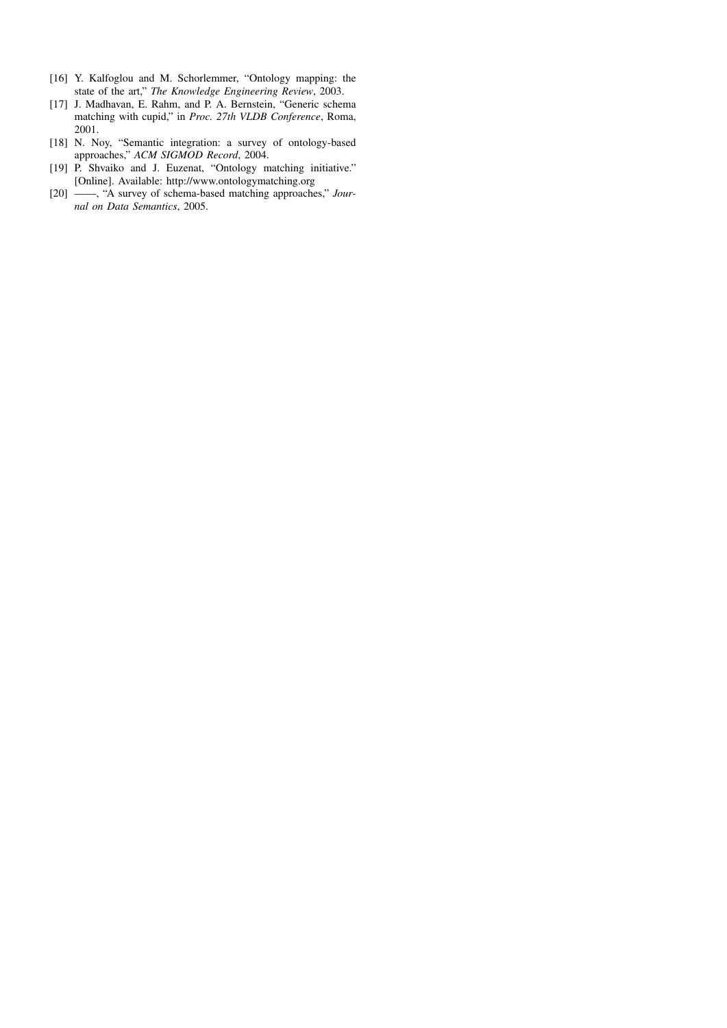[16] Y. Kalfoglou and M. Schorlemmer, "Ontology mapping: the state of the art," *The Knowledge Engineering Review*, 2003.

[17] J. Madhavan, E. Rahm, and P. A. Bernstein, "Generic schema matching with cupid," in *Proc. 27th VLDB Conference*, Roma, 2001.

[18] N. Noy, "Semantic integration: a survey of ontology-based approaches," *ACM SIGMOD Record*, 2004.

[19] P. Shvaiko and J. Euzenat, "Ontology matching initiative." [Online]. Available: http://www.ontologymatching.org

[20] ——, "A survey of schema-based matching approaches," *Journal on Data Semantics*, 2005.